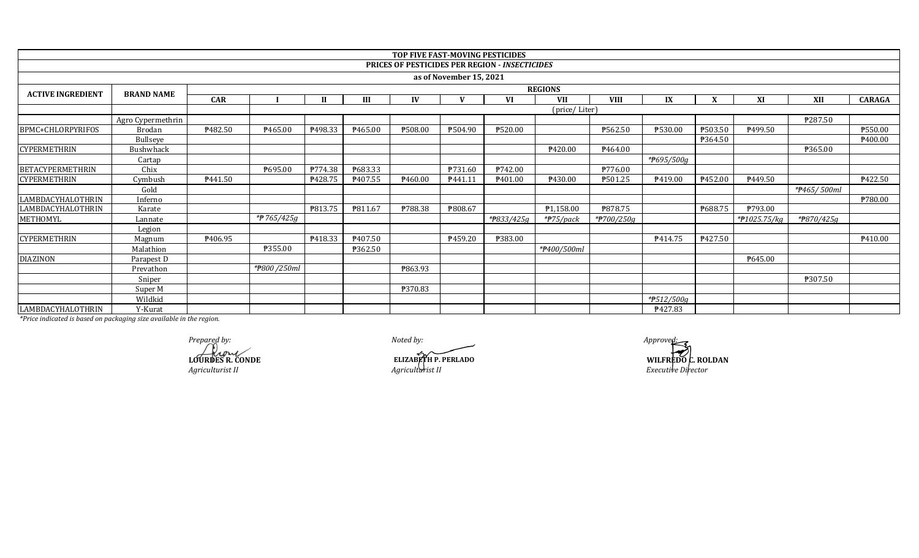| TOP FIVE FAST-MOVING PESTICIDES | | | | | | | | | | | | | | | |
|---|---|---|---|---|---|---|---|---|---|---|---|---|---|---|---|
| PRICES OF PESTICIDES PER REGION - *INSECTICIDES* | | | | | | | | | | | | | | | |
| as of November 15, 2021 | | | | | | | | | | | | | | | |
| ACTIVE INGREDIENT | BRAND NAME | REGIONS | | | | | | | | | | | | | |
| | | CAR | I | II | III | IV | V | VI | VII | VIII | IX | X | XI | XII | CARAGA |
| | | | (price/ Liter) | | | | | | | | | | | | |
| | Agro Cypermethrin | | | | | | | | | | | | | ₱287.50 | |
| BPMC+CHLORPYRIFOS | Brodan | ₱482.50 | ₱465.00 | ₱498.33 | ₱465.00 | ₱508.00 | ₱504.90 | ₱520.00 | | ₱562.50 | ₱530.00 | ₱503.50 | ₱499.50 | | ₱550.00 |
| | Bullseye | | | | | | | | | | | ₱364.50 | | | ₱400.00 |
| CYPERMETHRIN | Bushwhack | | | | | | | | ₱420.00 | ₱464.00 | | | | ₱365.00 | |
| | Cartap | | | | | | | | | | *₱695/500g | | | | |
| BETACYPERMETHRIN | Chix | | ₱695.00 | ₱774.38 | ₱683.33 | | ₱731.60 | ₱742.00 | | ₱776.00 | | | | | |
| CYPERMETHRIN | Cymbush | ₱441.50 | | ₱428.75 | ₱407.55 | ₱460.00 | ₱441.11 | ₱401.00 | ₱430.00 | ₱501.25 | ₱419.00 | ₱452.00 | ₱449.50 | | ₱422.50 |
| | Gold | | | | | | | | | | | | | *₱465/ 500ml | |
| LAMBDACYHALOTHRIN | Inferno | | | | | | | | | | | | | | ₱780.00 |
| LAMBDACYHALOTHRIN | Karate | | | ₱813.75 | ₱811.67 | ₱788.38 | ₱808.67 | | ₱1,158.00 | ₱878.75 | | ₱688.75 | ₱793.00 | | |
| METHOMYL | Lannate | | *₱ 765/425g | | | | | *₱833/425g | *₱75/pack | *₱700/250g | | | *₱1025.75/kg | *₱870/425g | |
| | Legion | | | | | | | | | | | | | | |
| CYPERMETHRIN | Magnum | ₱406.95 | | ₱418.33 | ₱407.50 | | ₱459.20 | ₱383.00 | | | ₱414.75 | ₱427.50 | | | ₱410.00 |
| | Malathion | | ₱355.00 | | ₱362.50 | | | | *₱400/500ml | | | | | | |
| DIAZINON | Parapest D | | | | | | | | | | | | ₱645.00 | | |
| | Prevathon | | *₱800 /250ml | | | ₱863.93 | | | | | | | | | |
| | Sniper | | | | | | | | | | | | | ₱307.50 | |
| | Super M | | | | | ₱370.83 | | | | | | | | | |
| | Wildkid | | | | | | | | | | *₱512/500g | | | | |
| LAMBDACYHALOTHRIN | Y-Kurat | | | | | | | | | | ₱427.83 | | | | |

*Price indicated is based on packaging size available in the region.

*Prepared by:*
**LOURDES R. CONDE**
*Agriculturist II*

*Noted by:*
**ELIZABETH P. PERLADO**
*Agriculturist II*

*Approved:*
**WILFREDO C. ROLDAN**
*Executive Director*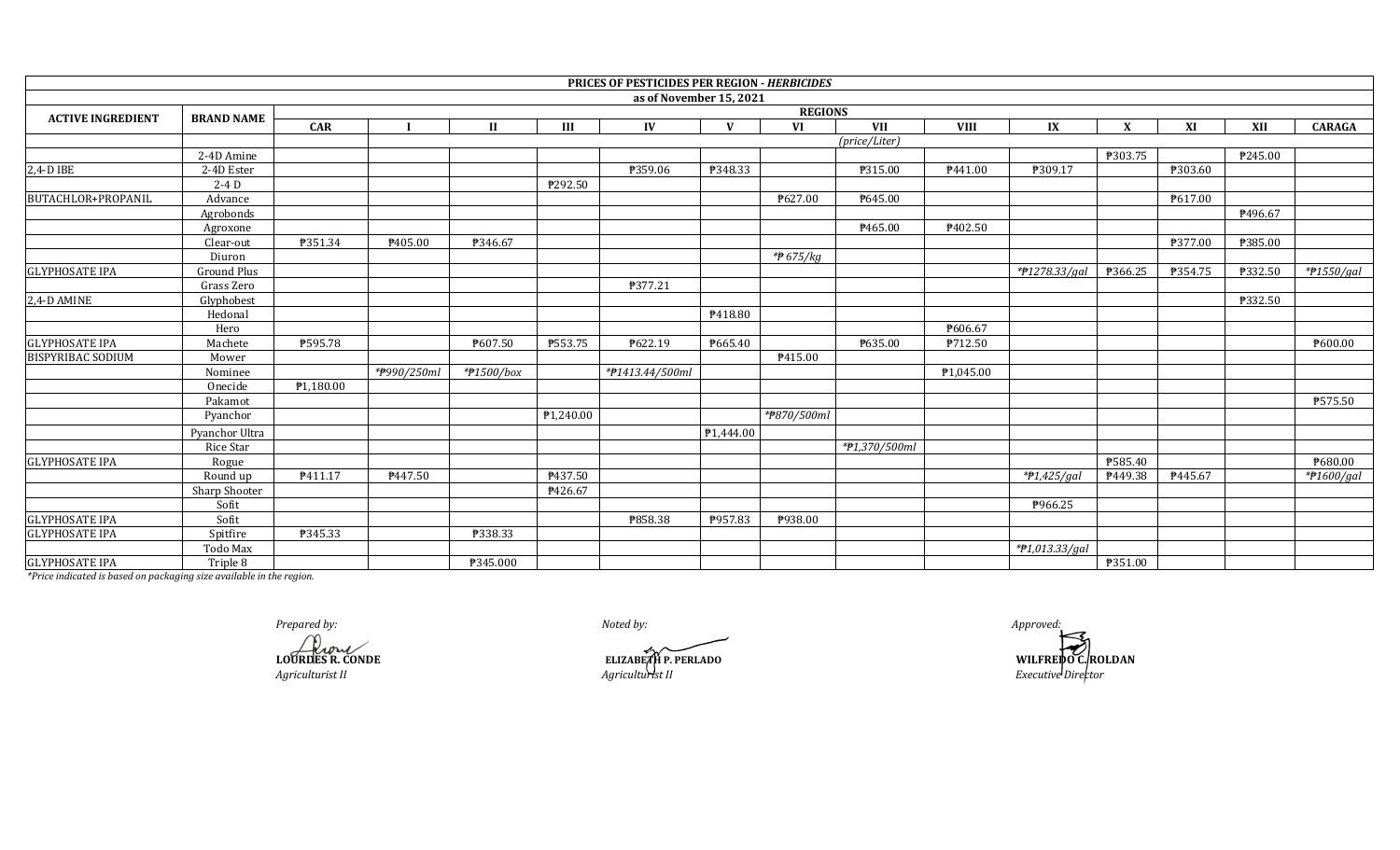| PRICES OF PESTICIDES PER REGION - *HERBICIDES* | | | | | | | | | | | | | | | |
|---|---|---|---|---|---|---|---|---|---|---|---|---|---|---|---|
| as of November 15, 2021 | | | | | | | | | | | | | | | |
| ACTIVE INGREDIENT | BRAND NAME | REGIONS | | | | | | | | | | | | | |
| | | CAR | I | II | III | IV | V | VI | VII | VIII | IX | X | XI | XII | CARAGA |
| | | (price/Liter) | | | | | | | | | | | | | |
| | 2-4D Amine | | | | | | | | | | | ₱303.75 | | ₱245.00 | |
| 2,4-D IBE | 2-4D Ester | | | | | ₱359.06 | ₱348.33 | | ₱315.00 | ₱441.00 | ₱309.17 | | ₱303.60 | | |
| | 2-4 D | | | | ₱292.50 | | | | | | | | | | |
| BUTACHLOR+PROPANIL | Advance | | | | | | | ₱627.00 | ₱645.00 | | | | ₱617.00 | | |
| | Agrobonds | | | | | | | | | | | | | ₱496.67 | |
| | Agroxone | | | | | | | | ₱465.00 | ₱402.50 | | | | | |
| | Clear-out | ₱351.34 | ₱405.00 | ₱346.67 | | | | | | | | | ₱377.00 | ₱385.00 | |
| | Diuron | | | | | | | *₱ 675/kg | | | | | | | |
| GLYPHOSATE IPA | Ground Plus | | | | | | | | | | *₱1278.33/gal | ₱366.25 | ₱354.75 | ₱332.50 | *₱1550/gal |
| | Grass Zero | | | | | ₱377.21 | | | | | | | | | |
| 2,4-D AMINE | Glyphobest | | | | | | | | | | | | | ₱332.50 | |
| | Hedonal | | | | | | ₱418.80 | | | | | | | | |
| | Hero | | | | | | | | | ₱606.67 | | | | | |
| GLYPHOSATE IPA | Machete | ₱595.78 | | ₱607.50 | ₱553.75 | ₱622.19 | ₱665.40 | | ₱635.00 | ₱712.50 | | | | | ₱600.00 |
| BISPYRIBAC SODIUM | Mower | | | | | | | ₱415.00 | | | | | | | |
| | Nominee | | *₱990/250ml | *₱1500/box | | *₱1413.44/500ml | | | | ₱1,045.00 | | | | | |
| | Onecide | ₱1,180.00 | | | | | | | | | | | | | |
| | Pakamot | | | | | | | | | | | | | | ₱575.50 |
| | Pyanchor | | | | ₱1,240.00 | | | *₱870/500ml | | | | | | | |
| | Pyanchor Ultra | | | | | | ₱1,444.00 | | | | | | | | |
| | Rice Star | | | | | | | | *₱1,370/500ml | | | | | | |
| GLYPHOSATE IPA | Rogue | | | | | | | | | | | ₱585.40 | | | ₱680.00 |
| | Round up | ₱411.17 | ₱447.50 | | ₱437.50 | | | | | | *₱1,425/gal | ₱449.38 | ₱445.67 | | *₱1600/gal |
| | Sharp Shooter | | | | ₱426.67 | | | | | | | | | | |
| | Sofit | | | | | | | | | | ₱966.25 | | | | |
| GLYPHOSATE IPA | Sofit | | | | | ₱858.38 | ₱957.83 | ₱938.00 | | | | | | | |
| GLYPHOSATE IPA | Spitfire | ₱345.33 | | ₱338.33 | | | | | | | | | | | |
| | Todo Max | | | | | | | | | | *₱1,013.33/gal | | | | |
| GLYPHOSATE IPA | Triple 8 | | | ₱345.000 | | | | | | | | ₱351.00 | | | |

*\*Price indicated is based on packaging size available in the region.*

*Prepared by:*

**LOURDES R. CONDE**
*Agriculturist II*

*Noted by:*

**ELIZABETH P. PERLADO**
*Agriculturist II*

*Approved:*

**WILFREDO C. ROLDAN**
*Executive Director*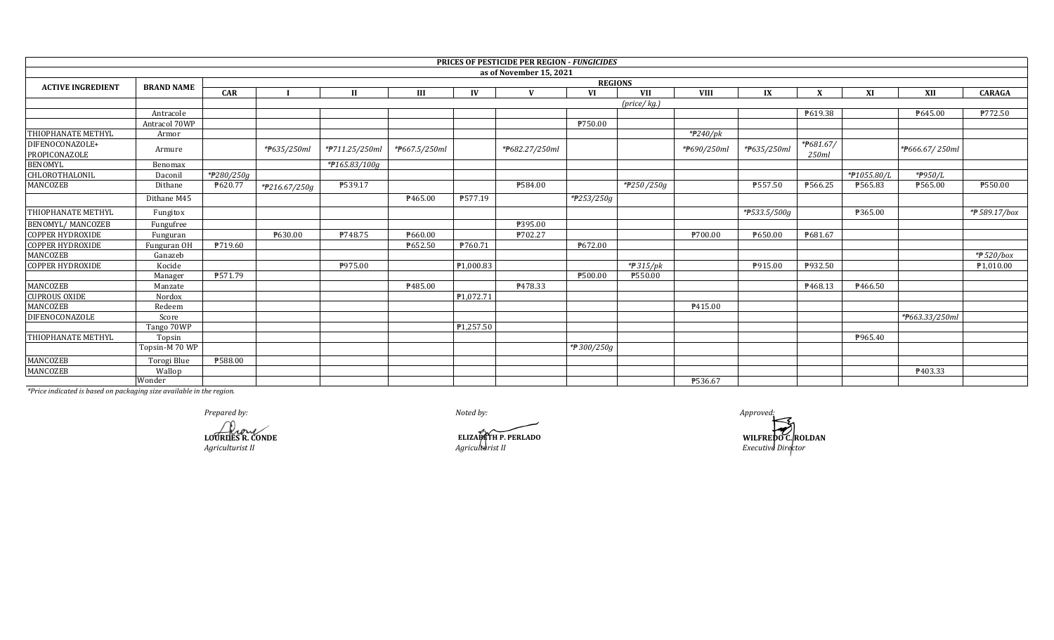| PRICES OF PESTICIDE PER REGION - *FUNGICIDES* | | | | | | | | | | | | | | | |
|---|---|---|---|---|---|---|---|---|---|---|---|---|---|---|---|
| as of November 15, 2021 | | | | | | | | | | | | | | | |
| **ACTIVE INGREDIENT** | **BRAND NAME** | **REGIONS** | | | | | | | | | | | | | |
| | | **CAR** | **I** | **II** | **III** | **IV** | **V** | **VI** | **VII** | **VIII** | **IX** | **X** | **XI** | **XII** | **CARAGA** |
| | | *(price/ kg.)* | | | | | | | | | | | | | |
| | Antracole | | | | | | | | | | | ₱619.38 | | ₱645.00 | ₱772.50 |
| | Antracol 70WP | | | | | | | ₱750.00 | | | | | | | |
| THIOPHANATE METHYL | Armor | | | | | | | | | *₱240/pk | | | | | |
| DIFENOCONAZOLE+ PROPICONAZOLE | Armure | | *₱635/250ml | *₱711.25/250ml | *₱667.5/250ml | | *₱682.27/250ml | | | *₱690/250ml | *₱635/250ml | *₱681.67/ 250ml | | *₱666.67/ 250ml | |
| BENOMYL | Benomax | | | *₱165.83/100g | | | | | | | | | | | |
| CHLOROTHALONIL | Daconil | *₱280/250g | | | | | | | | | | | *₱1055.80/L | *₱950/L | |
| MANCOZEB | Dithane | ₱620.77 | *₱216.67/250g | ₱539.17 | | | ₱584.00 | | *₱250 /250g | | ₱557.50 | ₱566.25 | ₱565.83 | ₱565.00 | ₱550.00 |
| | Dithane M45 | | | | ₱465.00 | ₱577.19 | | *₱253/250g | | | | | | | |
| THIOPHANATE METHYL | Fungitox | | | | | | | | | | *₱533.5/500g | | ₱365.00 | | *₱ 589.17/box |
| BENOMYL/ MANCOZEB | Fungufree | | | | | | ₱395.00 | | | | | | | | |
| COPPER HYDROXIDE | Funguran | | ₱630.00 | ₱748.75 | ₱660.00 | | ₱702.27 | | | ₱700.00 | ₱650.00 | ₱681.67 | | | |
| COPPER HYDROXIDE | Funguran OH | ₱719.60 | | | ₱652.50 | ₱760.71 | | ₱672.00 | | | | | | | |
| MANCOZEB | Ganazeb | | | | | | | | | | | | | | *₱ 520/box |
| COPPER HYDROXIDE | Kocide | | | ₱975.00 | | ₱1,000.83 | | | *₱ 315/pk | | ₱915.00 | ₱932.50 | | | ₱1,010.00 |
| | Manager | ₱571.79 | | | | | | ₱500.00 | ₱550.00 | | | | | | |
| MANCOZEB | Manzate | | | | ₱485.00 | | ₱478.33 | | | | | ₱468.13 | ₱466.50 | | |
| CUPROUS OXIDE | Nordox | | | | | ₱1,072.71 | | | | | | | | | |
| MANCOZEB | Redeem | | | | | | | | | ₱415.00 | | | | | |
| DIFENOCONAZOLE | Score | | | | | | | | | | | | | *₱663.33/250ml | |
| | Tango 70WP | | | | | ₱1,257.50 | | | | | | | | | |
| THIOPHANATE METHYL | Topsin | | | | | | | | | | | | ₱965.40 | | |
| | Topsin-M 70 WP | | | | | | | *₱ 300/250g | | | | | | | |
| MANCOZEB | Torogi Blue | ₱588.00 | | | | | | | | | | | | | |
| MANCOZEB | Wallop | | | | | | | | | | | | | ₱403.33 | |
| | Wonder | | | | | | | | | ₱536.67 | | | | | |

*\*Price indicated is based on packaging size available in the region.*

*Prepared by:*
**LOURDES R. CONDE**
*Agriculturist II*

*Noted by:*
**ELIZABETH P. PERLADO**
*Agriculturist II*

*Approved:*
**WILFREDO C. ROLDAN**
*Executive Director*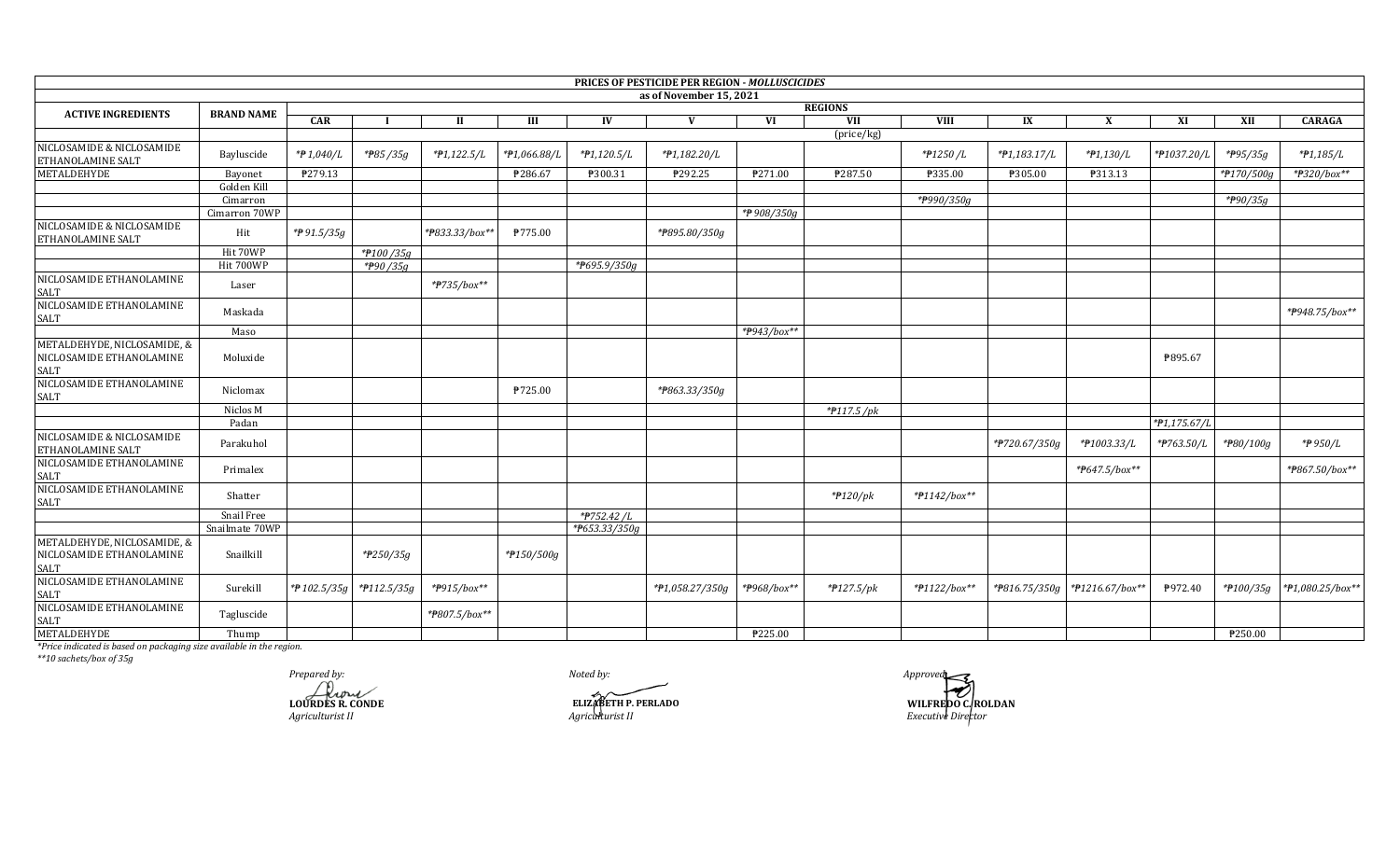**PRICES OF PESTICIDE PER REGION - *MOLLUSCICIDES***

**as of November 15, 2021**

| ACTIVE INGREDIENTS | BRAND NAME | REGIONS | | | | | | | | | | | | | |
|---|---|---|---|---|---|---|---|---|---|---|---|---|---|---|---|
| | | CAR | I | II | III | IV | V | VI | VII | VIII | IX | X | XI | XII | CARAGA |
| | | | | | | | | | (price/kg) | | | | | | |
| NICLOSAMIDE & NICLOSAMIDE ETHANOLAMINE SALT | Bayluscide | *₱1,040/L | *₱85 /35g | *₱1,122.5/L | *₱1,066.88/L | *₱1,120.5/L | *₱1,182.20/L | | | *₱1250 /L | *₱1,183.17/L | *₱1,130/L | *₱1037.20/L | *₱95/35g | *₱1,185/L |
| METALDEHYDE | Bayonet | ₱279.13 | | | ₱286.67 | ₱300.31 | ₱292.25 | ₱271.00 | ₱287.50 | ₱335.00 | ₱305.00 | ₱313.13 | | *₱170/500g | *₱320/box** |
| | Golden Kill | | | | | | | | | | | | | | |
| | Cimarron | | | | | | | | | *₱990/350g | | | | *₱90/35g | |
| | Cimarron 70WP | | | | | | | *₱908/350g | | | | | | | |
| NICLOSAMIDE & NICLOSAMIDE ETHANOLAMINE SALT | Hit | *₱91.5/35g | | *₱833.33/box** | ₱775.00 | | *₱895.80/350g | | | | | | | | |
| | Hit 70WP | | *₱100 /35g | | | | | | | | | | | | |
| | Hit 700WP | | *₱90 /35g | | | *₱695.9/350g | | | | | | | | | |
| NICLOSAMIDE ETHANOLAMINE SALT | Laser | | | *₱735/box** | | | | | | | | | | | |
| NICLOSAMIDE ETHANOLAMINE SALT | Maskada | | | | | | | | | | | | | | *₱948.75/box** |
| | Maso | | | | | | | *₱943/box** | | | | | | | |
| METALDEHYDE, NICLOSAMIDE, & NICLOSAMIDE ETHANOLAMINE SALT | Moluxide | | | | | | | | | | | | ₱895.67 | | |
| NICLOSAMIDE ETHANOLAMINE SALT | Niclomax | | | | ₱725.00 | | *₱863.33/350g | | | | | | | | |
| | Niclos M | | | | | | | | *₱117.5 /pk | | | | | | |
| | Padan | | | | | | | | | | | | *₱1,175.67/L | | |
| NICLOSAMIDE & NICLOSAMIDE ETHANOLAMINE SALT | Parakuhol | | | | | | | | | | *₱720.67/350g | *₱1003.33/L | *₱763.50/L | *₱80/100g | *₱950/L |
| NICLOSAMIDE ETHANOLAMINE SALT | Primalex | | | | | | | | | | | *₱647.5/box** | | | *₱867.50/box** |
| NICLOSAMIDE ETHANOLAMINE SALT | Shatter | | | | | | | | *₱120/pk | *₱1142/box** | | | | | |
| | Snail Free | | | | | *₱752.42 /L | | | | | | | | | |
| | Snailmate 70WP | | | | | *₱653.33/350g | | | | | | | | | |
| METALDEHYDE, NICLOSAMIDE, & NICLOSAMIDE ETHANOLAMINE SALT | Snailkill | | *₱250/35g | | *₱150/500g | | | | | | | | | | |
| NICLOSAMIDE ETHANOLAMINE SALT | Surekill | *₱102.5/35g | *₱112.5/35g | *₱915/box** | | | *₱1,058.27/350g | *₱968/box** | *₱127.5/pk | *₱1122/box** | *₱816.75/350g | *₱1216.67/box** | ₱972.40 | *₱100/35g | *₱1,080.25/box** |
| NICLOSAMIDE ETHANOLAMINE SALT | Tagluscide | | | *₱807.5/box** | | | | | | | | | | | |
| METALDEHYDE | Thump | | | | | | | ₱225.00 | | | | | | ₱250.00 | |

*\*Price indicated is based on packaging size available in the region.*

*\*\*10 sachets/box of 35g*

*Prepared by:*
**LOURDES R. CONDE**
*Agriculturist II*

*Noted by:*
**ELIZABETH P. PERLADO**
*Agriculturist II*

*Approved:*
**WILFREDO C. ROLDAN**
*Executive Director*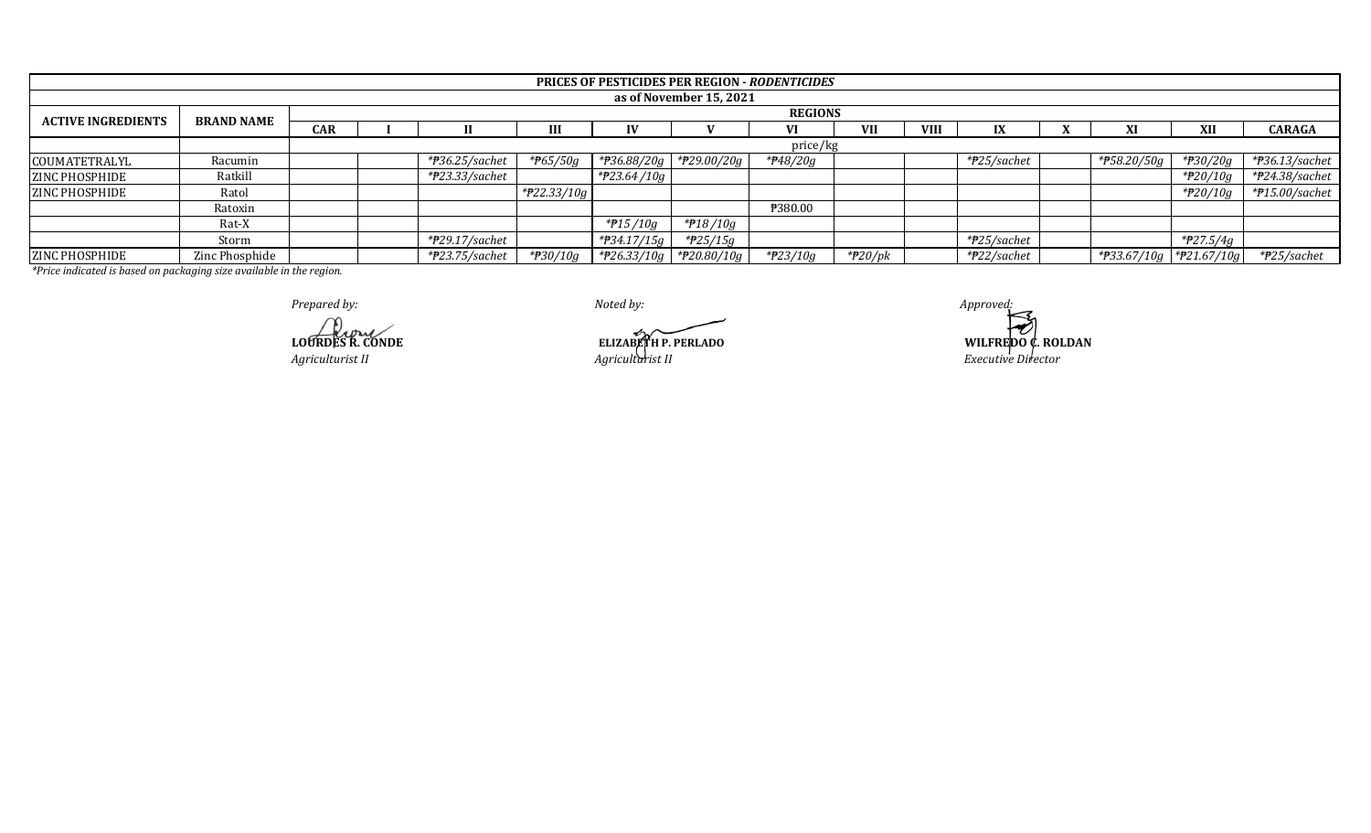| PRICES OF PESTICIDES PER REGION - *RODENTICIDES* | | | | | | | | | | | | | | | | |
|---|---|---|---|---|---|---|---|---|---|---|---|---|---|---|---|---|
| as of November 15, 2021 | | | | | | | | | | | | | | | | |
| ACTIVE INGREDIENTS | BRAND NAME | REGIONS | | | | | | | | | | | | | | |
| | | CAR | I | II | III | IV | V | VI | VII | VIII | IX | X | XI | XII | CARAGA |
| | | price/kg | | | | | | | | | | | | | |
| COUMATETRALYL | Racumin | | | *₱36.25/sachet | *₱65/50g | *₱36.88/20g | *₱29.00/20g | *₱48/20g | | | *₱25/sachet | | *₱58.20/50g | *₱30/20g | *₱36.13/sachet |
| ZINC PHOSPHIDE | Ratkill | | | *₱23.33/sachet | | *₱23.64 /10g | | | | | | | | *₱20/10g | *₱24.38/sachet |
| ZINC PHOSPHIDE | Ratol | | | | *₱22.33/10g | | | | | | | | | *₱20/10g | *₱15.00/sachet |
| | Ratoxin | | | | | | | ₱380.00 | | | | | | | |
| | Rat-X | | | | | *₱15 /10g | *₱18 /10g | | | | | | | | |
| | Storm | | | *₱29.17/sachet | | *₱34.17/15g | *₱25/15g | | | | *₱25/sachet | | | *₱27.5/4g | |
| ZINC PHOSPHIDE | Zinc Phosphide | | | *₱23.75/sachet | *₱30/10g | *₱26.33/10g | *₱20.80/10g | *₱23/10g | *₱20/pk | | *₱22/sachet | | *₱33.67/10g | *₱21.67/10g | *₱25/sachet |

*Price indicated is based on packaging size available in the region.

*Prepared by:*

**LOURDES R. CONDE**
*Agriculturist II*

*Noted by:*

**ELIZABETH P. PERLADO**
*Agriculturist II*

*Approved:*

**WILFREDO C. ROLDAN**
*Executive Director*